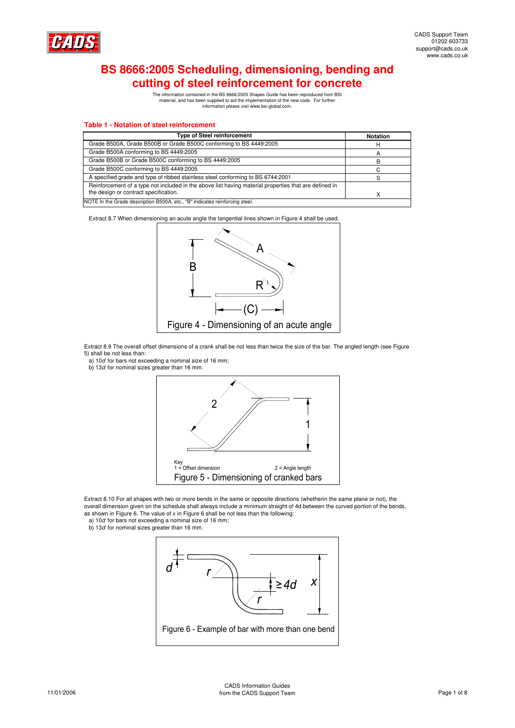# BS 8666:2005 Scheduling, dimensioning, bending and cutting of steel reinforcement for concrete

The information contained in the BS 8666:2005 Shapes Guide has been reproduced from BSI material, and has been supplied to aid the implementation of the new code. For further information please visit www.bsi-global.com.

### Table 1 - Notation of steel reinforcement

| Type of Steel reinforcement | Notation |
|---|---|
| Grade B500A, Grade B500B or Grade B500C conforming to BS 4449:2005 | H |
| Grade B500A conforming to BS 4449:2005 | A |
| Grade B500B or Grade B500C conforming to BS 4449:2005 | B |
| Grade B500C conforming to BS 4449:2005 | C |
| A specified grade and type of ribbed stainless steel conforming to BS 6744:2001 | S |
| Reinforcement of a type not included in the above list having material properties that are defined in the design or contract specification. | X |

NOTE In the Grade description B500A, etc., "B" indicates reinforcing steel.

Extract 8.7 When dimensioning an acute angle the tangential lines shown in Figure 4 shall be used.

Figure 4 - Dimensioning of an acute angle

Extract 8.9 The overall offset dimensions of a crank shall be not less than twice the size of the bar. The angled length (see Figure 5) shall be not less than:

a) 10*d* for bars not exceeding a nominal size of 16 mm;
b) 13*d* for nominal sizes greater than 16 mm.

Key
1 = Offset dimension
2 = Angle length

Figure 5 - Dimensioning of cranked bars

Extract 8.10 For all shapes with two or more bends in the same or opposite directions (whetherin the same plane or not), the overall dimension given on the schedule shall always include a minimum straight of 4d between the curved portion of the bends, as shown in Figure 6. The value of x in Figure 6 shall be not less than the following:

a) 10*d* for bars not exceeding a nominal size of 16 mm;
b) 13*d* for nominal sizes greater than 16 mm.

Figure 6 - Example of bar with more than one bend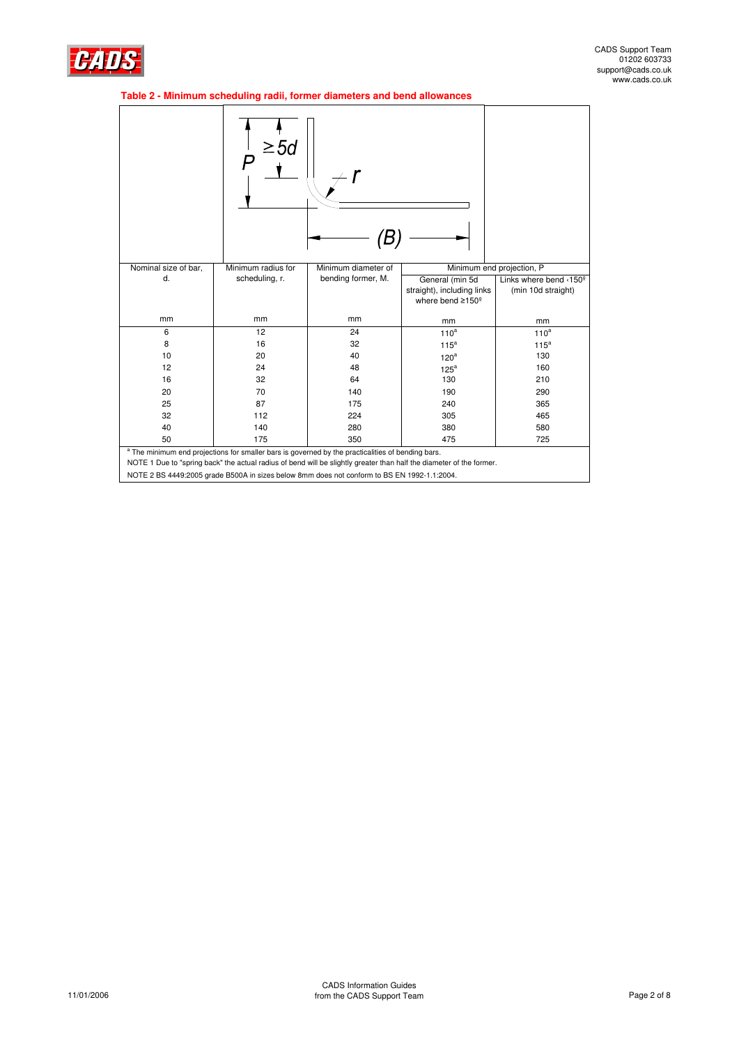**Table 2 - Minimum scheduling radii, former diameters and bend allowances**

| Nominal size of bar, d. | Minimum radius for scheduling, r. | Minimum diameter of bending former, M. | Minimum end projection, P | |
|---|---|---|---|---|
| | | | General (min 5d straight), including links where bend ≥150º | Links where bend ‹150º (min 10d straight) |
| mm | mm | mm | mm | mm |
| 6 | 12 | 24 | 110[a] | 110[a] |
| 8 | 16 | 32 | 115[a] | 115[a] |
| 10 | 20 | 40 | 120[a] | 130 |
| 12 | 24 | 48 | 125[a] | 160 |
| 16 | 32 | 64 | 130 | 210 |
| 20 | 70 | 140 | 190 | 290 |
| 25 | 87 | 175 | 240 | 365 |
| 32 | 112 | 224 | 305 | 465 |
| 40 | 140 | 280 | 380 | 580 |
| 50 | 175 | 350 | 475 | 725 |

[a] The minimum end projections for smaller bars is governed by the practicalities of bending bars.

NOTE 1 Due to "spring back" the actual radius of bend will be slightly greater than half the diameter of the former.

NOTE 2 BS 4449:2005 grade B500A in sizes below 8mm does not conform to BS EN 1992-1.1:2004.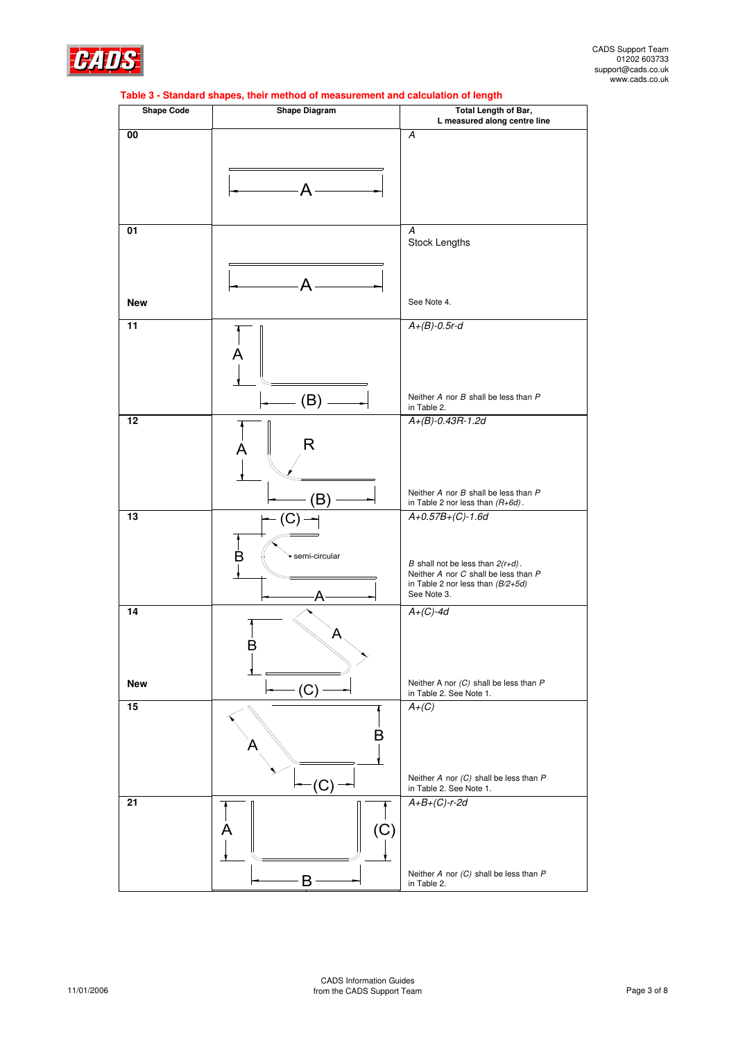**Table 3 - Standard shapes, their method of measurement and calculation of length**

| Shape Code | Shape Diagram | Total Length of Bar, L measured along centre line |
|---|---|---|
| 00 | A | *A* |
| 01 New | A | *A* Stock Lengths See Note 4. |
| 11 | A (B) | *A+(B)-0.5r-d* Neither *A* nor *B* shall be less than *P* in Table 2. |
| 12 | A R (B) | *A+(B)-0.43R-1.2d* Neither *A* nor *B* shall be less than *P* in Table 2 nor less than *(R+6d)*. |
| 13 | (C) B semi-circular A | *A+0.57B+(C)-1.6d* *B* shall not be less than *2(r+d)*. Neither *A* nor *C* shall be less than *P* in Table 2 nor less than *(B/2+5d)* See Note 3. |
| 14 New | B A (C) | *A+(C)-4d* Neither A nor *(C)* shall be less than *P* in Table 2. See Note 1. |
| 15 | A B (C) | *A+(C)* Neither *A* nor *(C)* shall be less than *P* in Table 2. See Note 1. |
| 21 | A (C) B | *A+B+(C)-r-2d* Neither *A* nor *(C)* shall be less than *P* in Table 2. |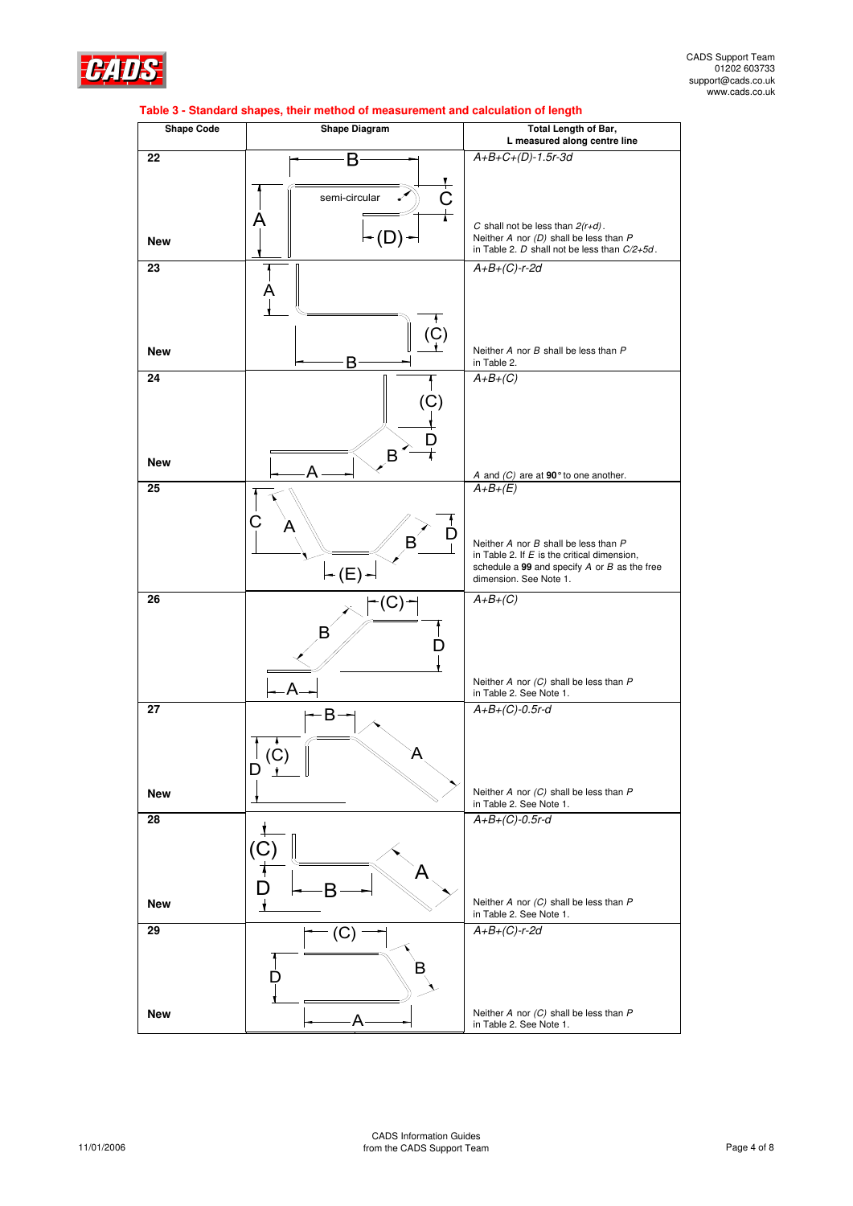**Table 3 - Standard shapes, their method of measurement and calculation of length**

| Shape Code | Shape Diagram | Total Length of Bar, L measured along centre line |
|---|---|---|
| 22<br><br>New | B, A, C, (D), semi-circular | $A+B+C+(D)-1.5r-3d$<br><br>$C$ shall not be less than $2(r+d)$. Neither $A$ nor $(D)$ shall be less than $P$ in Table 2. $D$ shall not be less than $C/2+5d$. |
| 23<br><br>New | A, (C), B | $A+B+(C)-r-2d$<br><br>Neither $A$ nor $B$ shall be less than $P$ in Table 2. |
| 24<br><br>New | (C), D, B, A | $A+B+(C)$<br><br>$A$ and $(C)$ are at **90°** to one another. |
| 25 | C, A, D, B, (E) | $A+B+(E)$<br><br>Neither $A$ nor $B$ shall be less than $P$ in Table 2. If $E$ is the critical dimension, schedule a **99** and specify $A$ or $B$ as the free dimension. See Note 1. |
| 26 | (C), B, D, A | $A+B+(C)$<br><br>Neither $A$ nor $(C)$ shall be less than $P$ in Table 2. See Note 1. |
| 27<br><br>New | B, A, (C), D | $A+B+(C)-0.5r-d$<br><br>Neither $A$ nor $(C)$ shall be less than $P$ in Table 2. See Note 1. |
| 28<br><br>New | (C), A, D, B | $A+B+(C)-0.5r-d$<br><br>Neither $A$ nor $(C)$ shall be less than $P$ in Table 2. See Note 1. |
| 29<br><br>New | (C), B, D, A | $A+B+(C)-r-2d$<br><br>Neither $A$ nor $(C)$ shall be less than $P$ in Table 2. See Note 1. |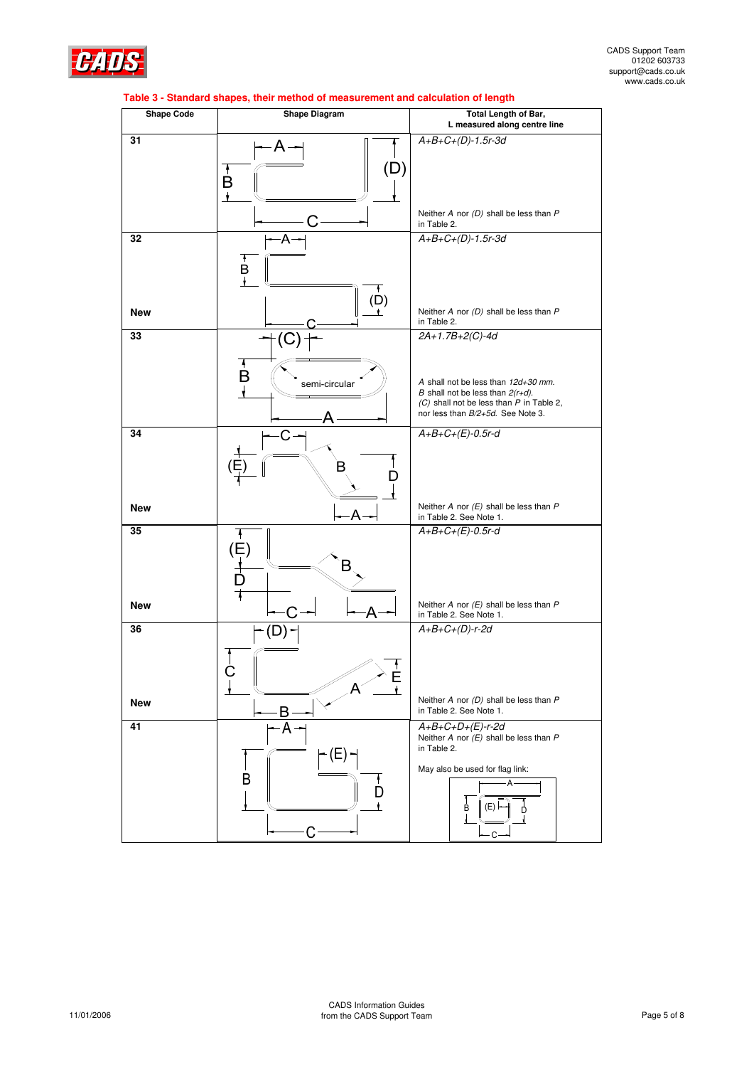**Table 3 - Standard shapes, their method of measurement and calculation of length**

| Shape Code | Shape Diagram | Total Length of Bar, L measured along centre line |
|---|---|---|
| 31 | A, B, C, (D) | *A+B+C+(D)-1.5r-3d*<br><br>Neither *A* nor *(D)* shall be less than *P* in Table 2. |
| 32<br><br>New | A, B, C, (D) | *A+B+C+(D)-1.5r-3d*<br><br>Neither *A* nor *(D)* shall be less than *P* in Table 2. |
| 33 | (C), B, A, semi-circular | *2A+1.7B+2(C)-4d*<br><br>*A* shall not be less than *12d+30 mm.*<br>*B* shall not be less than *2(r+d).*<br>*(C)* shall not be less than *P* in Table 2, nor less than *B/2+5d.* See Note 3. |
| 34<br><br>New | C, (E), B, D, A | *A+B+C+(E)-0.5r-d*<br><br>Neither *A* nor *(E)* shall be less than *P* in Table 2. See Note 1. |
| 35<br><br>New | (E), B, D, C, A | *A+B+C+(E)-0.5r-d*<br><br>Neither *A* nor *(E)* shall be less than *P* in Table 2. See Note 1. |
| 36<br><br>New | (D), C, E, A, B | *A+B+C+(D)-r-2d*<br><br>Neither *A* nor *(D)* shall be less than *P* in Table 2. See Note 1. |
| 41 | A, (E), B, D, C | *A+B+C+D+(E)-r-2d*<br>Neither *A* nor *(E)* shall be less than *P* in Table 2.<br><br>May also be used for flag link: A, B, (E), D, C |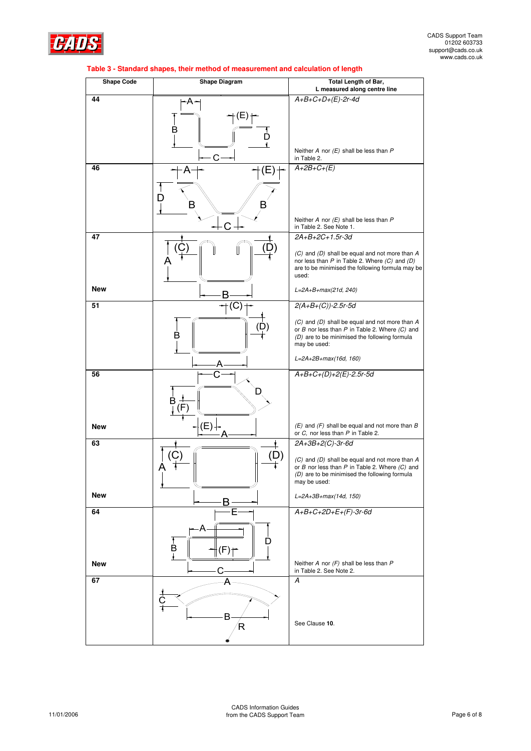**Table 3 - Standard shapes, their method of measurement and calculation of length**

| Shape Code | Shape Diagram | Total Length of Bar, L measured along centre line |
|---|---|---|
| 44 | A, B, C, D, (E) | $A+B+C+D+(E)-2r-4d$<br><br>Neither $A$ nor $(E)$ shall be less than $P$ in Table 2. |
| 46 | A, B, C, D, B, (E) | $A+2B+C+(E)$<br><br>Neither $A$ nor $(E)$ shall be less than $P$ in Table 2. See Note 1. |
| 47<br><br>New | A, B, (C), (D) | $2A+B+2C+1.5r-3d$<br><br>$(C)$ and $(D)$ shall be equal and not more than $A$ nor less than $P$ in Table 2. Where $(C)$ and $(D)$ are to be minimised the following formula may be used:<br><br>$L=2A+B+max(21d, 240)$ |
| 51 | A, B, (C), (D) | $2(A+B+(C))-2.5r-5d$<br><br>$(C)$ and $(D)$ shall be equal and not more than $A$ or $B$ nor less than $P$ in Table 2. Where $(C)$ and $(D)$ are to be minimised the following formula may be used:<br><br>$L=2A+2B+max(16d, 160)$ |
| 56<br><br>New | A, B, C, D, (E), (F) | $A+B+C+(D)+2(E)-2.5r-5d$<br><br>$(E)$ and $(F)$ shall be equal and not more than $B$ or $C$, nor less than $P$ in Table 2. |
| 63<br><br>New | A, B, (C), (D) | $2A+3B+2(C)-3r-6d$<br><br>$(C)$ and $(D)$ shall be equal and not more than $A$ or $B$ nor less than $P$ in Table 2. Where $(C)$ and $(D)$ are to be minimised the following formula may be used:<br><br>$L=2A+3B+max(14d, 150)$ |
| 64<br><br>New | A, B, C, D, E, (F) | $A+B+C+2D+E+(F)-3r-6d$<br><br>Neither $A$ nor $(F)$ shall be less than $P$ in Table 2. See Note 2. |
| 67 | A, B, C, R | $A$<br><br>See Clause **10**. |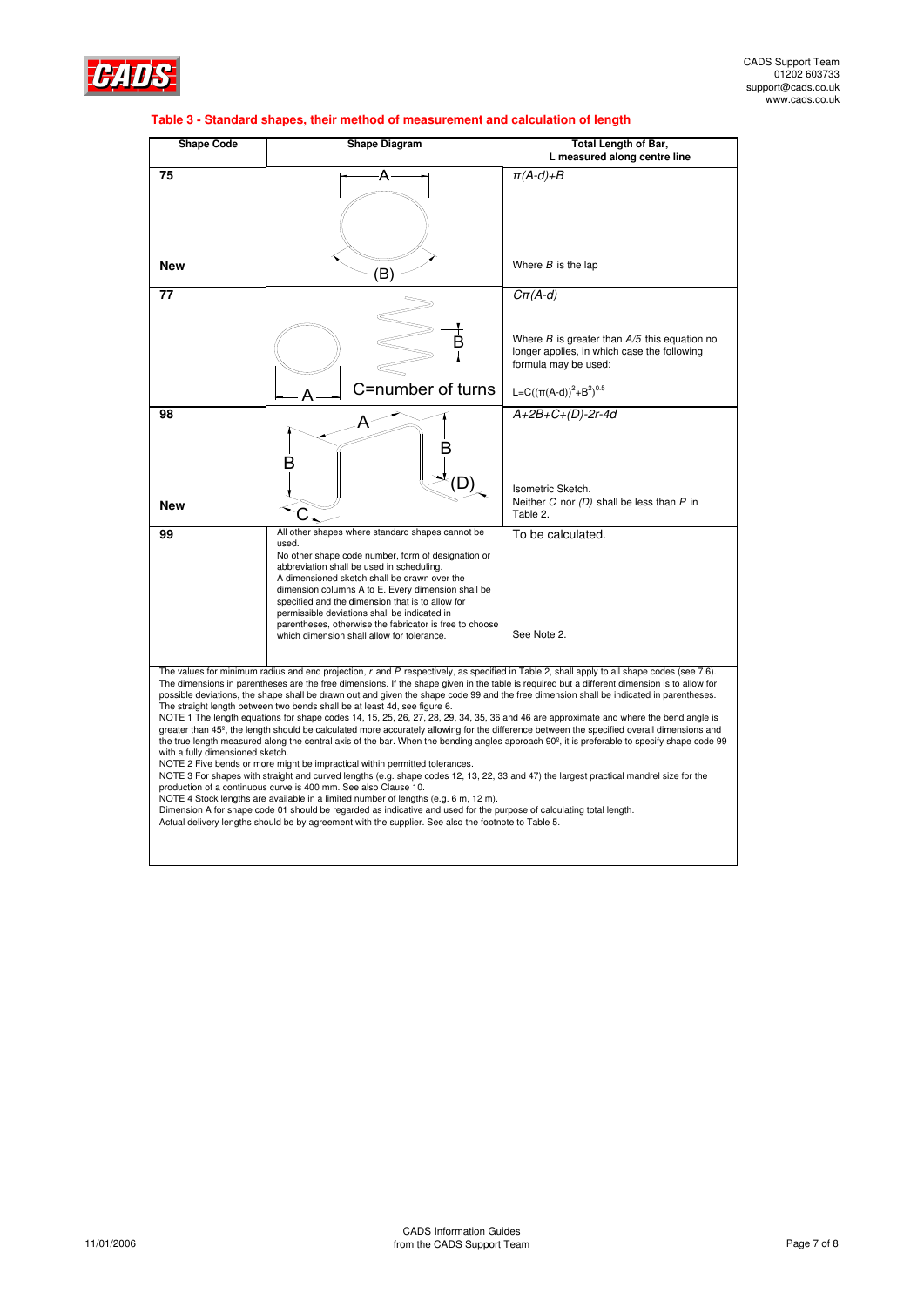### Table 3 - Standard shapes, their method of measurement and calculation of length

| Shape Code | Shape Diagram | Total Length of Bar, L measured along centre line |
|---|---|---|
| 75<br><br>**New** | A<br>(B) | $\pi(A\text{-}d)+B$<br><br>Where *B* is the lap |
| 77 | B<br>A<br>C=number of turns | $C\pi(A\text{-}d)$<br><br>Where *B* is greater than *A/5* this equation no longer applies, in which case the following formula may be used:<br><br>$L=C((\pi(A\text{-}d))^2+B^2)^{0.5}$ |
| 98<br><br>**New** | A<br>B<br>B<br>(D)<br>C | $A+2B+C+(D)\text{-}2r\text{-}4d$<br><br>Isometric Sketch.<br>Neither *C* nor *(D)* shall be less than *P* in Table 2. |
| 99 | All other shapes where standard shapes cannot be used.<br>No other shape code number, form of designation or abbreviation shall be used in scheduling.<br>A dimensioned sketch shall be drawn over the dimension columns A to E. Every dimension shall be specified and the dimension that is to allow for permissible deviations shall be indicated in parentheses, otherwise the fabricator is free to choose which dimension shall allow for tolerance. | To be calculated.<br><br>See Note 2. |

The values for minimum radius and end projection, *r* and *P* respectively, as specified in Table 2, shall apply to all shape codes (see 7.6).
The dimensions in parentheses are the free dimensions. If the shape given in the table is required but a different dimension is to allow for possible deviations, the shape shall be drawn out and given the shape code 99 and the free dimension shall be indicated in parentheses.
The straight length between two bends shall be at least 4d, see figure 6.
NOTE 1 The length equations for shape codes 14, 15, 25, 26, 27, 28, 29, 34, 35, 36 and 46 are approximate and where the bend angle is greater than 45º, the length should be calculated more accurately allowing for the difference between the specified overall dimensions and the true length measured along the central axis of the bar. When the bending angles approach 90º, it is preferable to specify shape code 99 with a fully dimensioned sketch.
NOTE 2 Five bends or more might be impractical within permitted tolerances.
NOTE 3 For shapes with straight and curved lengths (e.g. shape codes 12, 13, 22, 33 and 47) the largest practical mandrel size for the production of a continuous curve is 400 mm. See also Clause 10.
NOTE 4 Stock lengths are available in a limited number of lengths (e.g. 6 m, 12 m).
Dimension A for shape code 01 should be regarded as indicative and used for the purpose of calculating total length.
Actual delivery lengths should be by agreement with the supplier. See also the footnote to Table 5.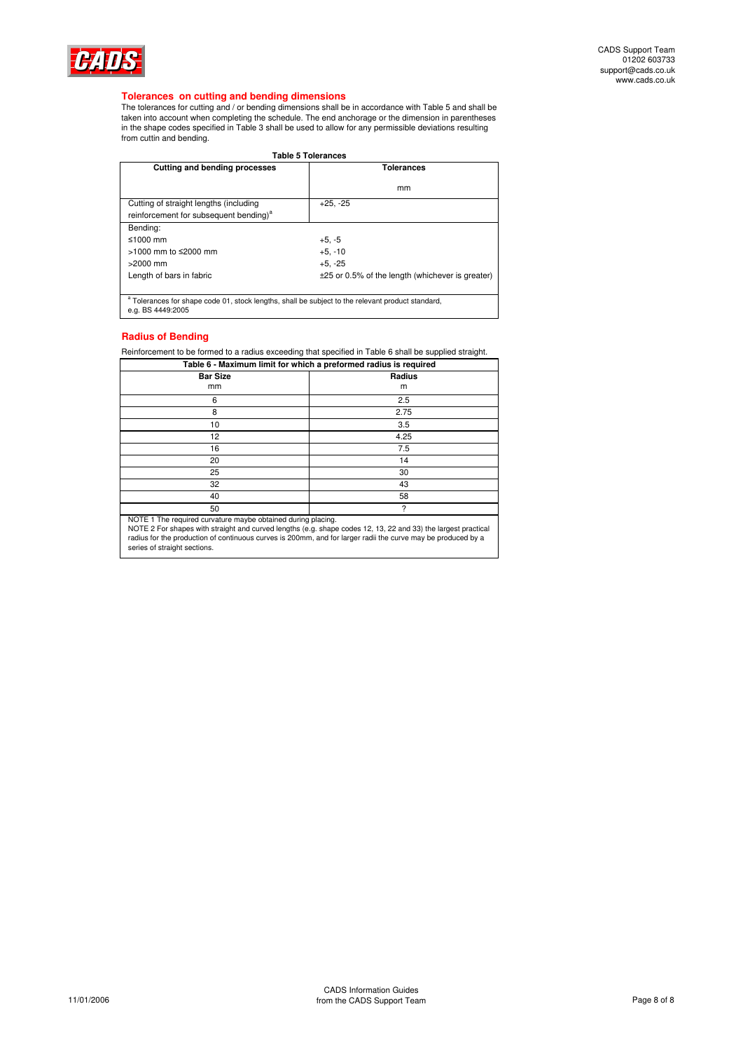## Tolerances on cutting and bending dimensions

The tolerances for cutting and / or bending dimensions shall be in accordance with Table 5 and shall be taken into account when completing the schedule. The end anchorage or the dimension in parentheses in the shape codes specified in Table 3 shall be used to allow for any permissible deviations resulting from cuttin and bending.

**Table 5 Tolerances**

| Cutting and bending processes | Tolerances<br>mm |
|---|---|
| Cutting of straight lengths (including reinforcement for subsequent bending)[a] | +25, -25 |
| Bending: | |
| ≤1000 mm | +5, -5 |
| >1000 mm to ≤2000 mm | +5, -10 |
| >2000 mm | +5, -25 |
| Length of bars in fabric | ±25 or 0.5% of the length (whichever is greater) |

[a] Tolerances for shape code 01, stock lengths, shall be subject to the relevant product standard, e.g. BS 4449:2005

## Radius of Bending

Reinforcement to be formed to a radius exceeding that specified in Table 6 shall be supplied straight.

**Table 6 - Maximum limit for which a preformed radius is required**

| Bar Size<br>mm | Radius<br>m |
|---|---|
| 6 | 2.5 |
| 8 | 2.75 |
| 10 | 3.5 |
| 12 | 4.25 |
| 16 | 7.5 |
| 20 | 14 |
| 25 | 30 |
| 32 | 43 |
| 40 | 58 |
| 50 | ? |

NOTE 1 The required curvature maybe obtained during placing.

NOTE 2 For shapes with straight and curved lengths (e.g. shape codes 12, 13, 22 and 33) the largest practical radius for the production of continuous curves is 200mm, and for larger radii the curve may be produced by a series of straight sections.